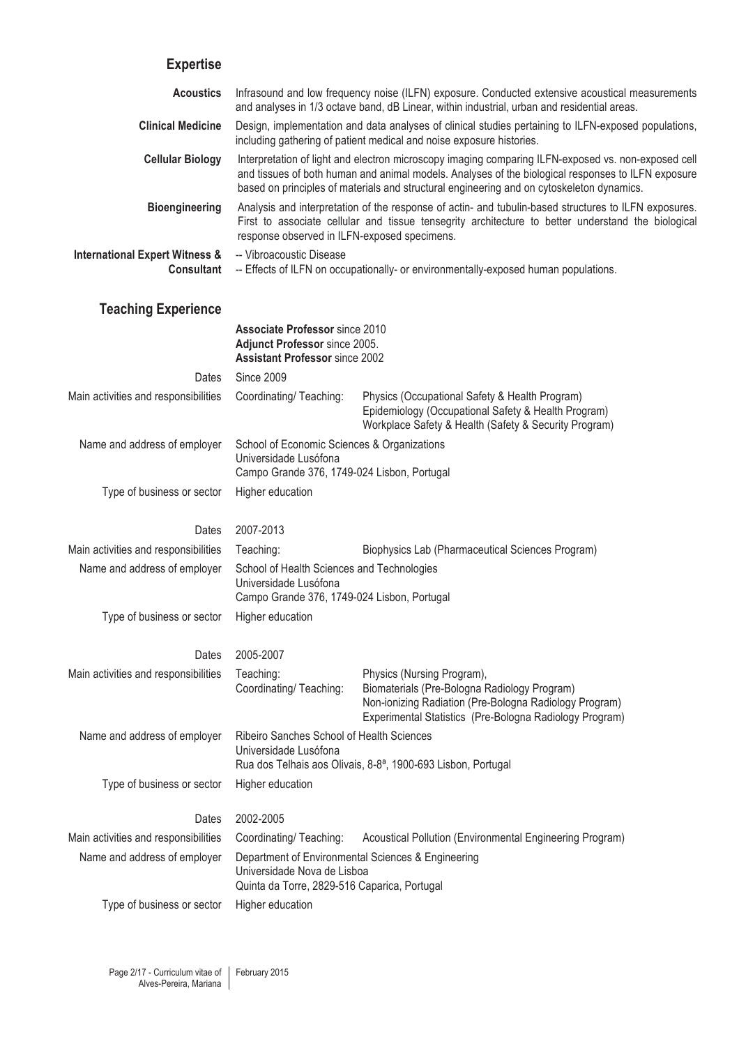## Expertise

**Acoustics** — Infrasound and low frequency noise (ILFN) exposure. Conducted extensive acoustical measurements and analyses in 1/3 octave band, dB Linear, within industrial, urban and residential areas.

**Clinical Medicine** — Design, implementation and data analyses of clinical studies pertaining to ILFN-exposed populations, including gathering of patient medical and noise exposure histories.

**Cellular Biology** — Interpretation of light and electron microscopy imaging comparing ILFN-exposed vs. non-exposed cell and tissues of both human and animal models. Analyses of the biological responses to ILFN exposure based on principles of materials and structural engineering and on cytoskeleton dynamics.

**Bioengineering** — Analysis and interpretation of the response of actin- and tubulin-based structures to ILFN exposures. First to associate cellular and tissue tensegrity architecture to better understand the biological response observed in ILFN-exposed specimens.

**International Expert Witness & Consultant**
- -- Vibroacoustic Disease
- -- Effects of ILFN on occupationally- or environmentally-exposed human populations.

## Teaching Experience

**Associate Professor** since 2010
**Adjunct Professor** since 2005.
**Assistant Professor** since 2002

| | |
|---|---|
| Dates | Since 2009 |
| Main activities and responsibilities | Coordinating/ Teaching: Physics (Occupational Safety & Health Program)<br>Epidemiology (Occupational Safety & Health Program)<br>Workplace Safety & Health (Safety & Security Program) |
| Name and address of employer | School of Economic Sciences & Organizations<br>Universidade Lusófona<br>Campo Grande 376, 1749-024 Lisbon, Portugal |
| Type of business or sector | Higher education |

| | |
|---|---|
| Dates | 2007-2013 |
| Main activities and responsibilities | Teaching: Biophysics Lab (Pharmaceutical Sciences Program) |
| Name and address of employer | School of Health Sciences and Technologies<br>Universidade Lusófona<br>Campo Grande 376, 1749-024 Lisbon, Portugal |
| Type of business or sector | Higher education |

| | |
|---|---|
| Dates | 2005-2007 |
| Main activities and responsibilities | Teaching: Physics (Nursing Program),<br>Coordinating/ Teaching: Biomaterials (Pre-Bologna Radiology Program)<br>Non-ionizing Radiation (Pre-Bologna Radiology Program)<br>Experimental Statistics (Pre-Bologna Radiology Program) |
| Name and address of employer | Ribeiro Sanches School of Health Sciences<br>Universidade Lusófona<br>Rua dos Telhais aos Olivais, 8-8ª, 1900-693 Lisbon, Portugal |
| Type of business or sector | Higher education |

| | |
|---|---|
| Dates | 2002-2005 |
| Main activities and responsibilities | Coordinating/ Teaching: Acoustical Pollution (Environmental Engineering Program) |
| Name and address of employer | Department of Environmental Sciences & Engineering<br>Universidade Nova de Lisboa<br>Quinta da Torre, 2829-516 Caparica, Portugal |
| Type of business or sector | Higher education |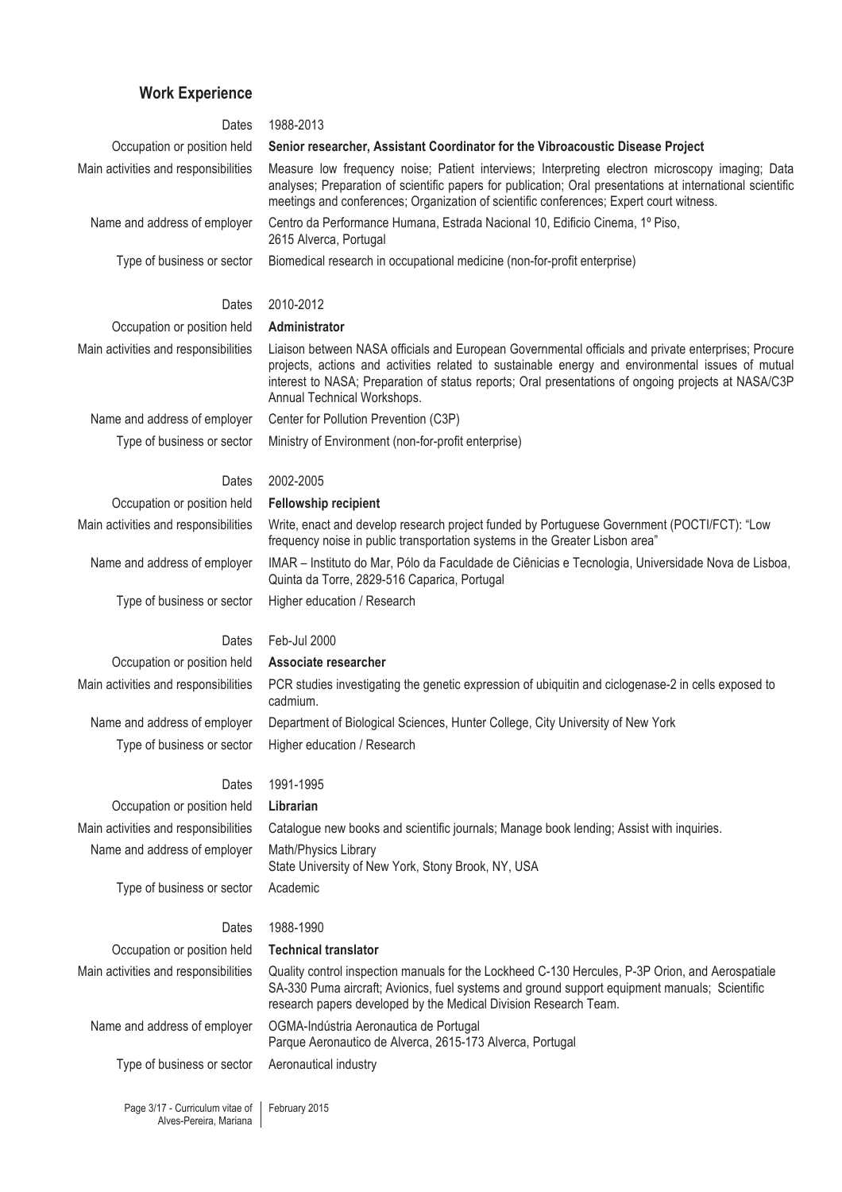## Work Experience

| | |
|---|---|
| Dates | 1988-2013 |
| Occupation or position held | **Senior researcher, Assistant Coordinator for the Vibroacoustic Disease Project** |
| Main activities and responsibilities | Measure low frequency noise; Patient interviews; Interpreting electron microscopy imaging; Data analyses; Preparation of scientific papers for publication; Oral presentations at international scientific meetings and conferences; Organization of scientific conferences; Expert court witness. |
| Name and address of employer | Centro da Performance Humana, Estrada Nacional 10, Edificio Cinema, 1º Piso, 2615 Alverca, Portugal |
| Type of business or sector | Biomedical research in occupational medicine (non-for-profit enterprise) |

| | |
|---|---|
| Dates | 2010-2012 |
| Occupation or position held | **Administrator** |
| Main activities and responsibilities | Liaison between NASA officials and European Governmental officials and private enterprises; Procure projects, actions and activities related to sustainable energy and environmental issues of mutual interest to NASA; Preparation of status reports; Oral presentations of ongoing projects at NASA/C3P Annual Technical Workshops. |
| Name and address of employer | Center for Pollution Prevention (C3P) |
| Type of business or sector | Ministry of Environment (non-for-profit enterprise) |

| | |
|---|---|
| Dates | 2002-2005 |
| Occupation or position held | **Fellowship recipient** |
| Main activities and responsibilities | Write, enact and develop research project funded by Portuguese Government (POCTI/FCT): "Low frequency noise in public transportation systems in the Greater Lisbon area" |
| Name and address of employer | IMAR – Instituto do Mar, Pólo da Faculdade de Ciênicias e Tecnologia, Universidade Nova de Lisboa, Quinta da Torre, 2829-516 Caparica, Portugal |
| Type of business or sector | Higher education / Research |

| | |
|---|---|
| Dates | Feb-Jul 2000 |
| Occupation or position held | **Associate researcher** |
| Main activities and responsibilities | PCR studies investigating the genetic expression of ubiquitin and ciclogenase-2 in cells exposed to cadmium. |
| Name and address of employer | Department of Biological Sciences, Hunter College, City University of New York |
| Type of business or sector | Higher education / Research |

| | |
|---|---|
| Dates | 1991-1995 |
| Occupation or position held | **Librarian** |
| Main activities and responsibilities | Catalogue new books and scientific journals; Manage book lending; Assist with inquiries. |
| Name and address of employer | Math/Physics Library<br>State University of New York, Stony Brook, NY, USA |
| Type of business or sector | Academic |

| | |
|---|---|
| Dates | 1988-1990 |
| Occupation or position held | **Technical translator** |
| Main activities and responsibilities | Quality control inspection manuals for the Lockheed C-130 Hercules, P-3P Orion, and Aerospatiale SA-330 Puma aircraft; Avionics, fuel systems and ground support equipment manuals; Scientific research papers developed by the Medical Division Research Team. |
| Name and address of employer | OGMA-Indústria Aeronautica de Portugal<br>Parque Aeronautico de Alverca, 2615-173 Alverca, Portugal |
| Type of business or sector | Aeronautical industry |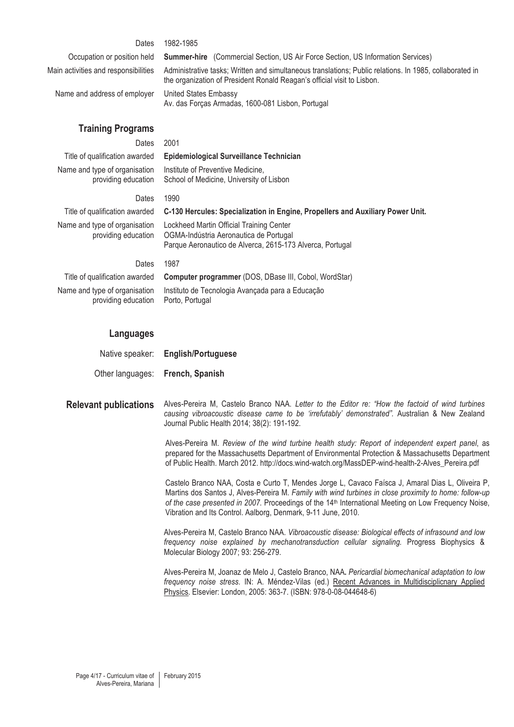| | |
|---|---|
| Dates | 1982-1985 |
| Occupation or position held | **Summer-hire** (Commercial Section, US Air Force Section, US Information Services) |
| Main activities and responsibilities | Administrative tasks; Written and simultaneous translations; Public relations. In 1985, collaborated in the organization of President Ronald Reagan's official visit to Lisbon. |
| Name and address of employer | United States Embassy<br>Av. das Forças Armadas, 1600-081 Lisbon, Portugal |

## Training Programs

| | |
|---|---|
| Dates | 2001 |
| Title of qualification awarded | **Epidemiological Surveillance Technician** |
| Name and type of organisation providing education | Institute of Preventive Medicine,<br>School of Medicine, University of Lisbon |
| Dates | 1990 |
| Title of qualification awarded | **C-130 Hercules: Specialization in Engine, Propellers and Auxiliary Power Unit.** |
| Name and type of organisation providing education | Lockheed Martin Official Training Center<br>OGMA-Indústria Aeronautica de Portugal<br>Parque Aeronautico de Alverca, 2615-173 Alverca, Portugal |
| Dates | 1987 |
| Title of qualification awarded | **Computer programmer** (DOS, DBase III, Cobol, WordStar) |
| Name and type of organisation providing education | Instituto de Tecnologia Avançada para a Educação<br>Porto, Portugal |

## Languages

| | |
|---|---|
| Native speaker: | **English/Portuguese** |
| Other languages: | **French, Spanish** |

## Relevant publications

Alves-Pereira M, Castelo Branco NAA. *Letter to the Editor re: "How the factoid of wind turbines causing vibroacoustic disease came to be 'irrefutably' demonstrated".* Australian & New Zealand Journal Public Health 2014; 38(2): 191-192.

Alves-Pereira M. *Review of the wind turbine health study: Report of independent expert panel*, as prepared for the Massachusetts Department of Environmental Protection & Massachusetts Department of Public Health. March 2012. http://docs.wind-watch.org/MassDEP-wind-health-2-Alves_Pereira.pdf

Castelo Branco NAA, Costa e Curto T, Mendes Jorge L, Cavaco Faísca J, Amaral Dias L, Oliveira P, Martins dos Santos J, Alves-Pereira M. *Family with wind turbines in close proximity to home: follow-up of the case presented in 2007.* Proceedings of the 14th International Meeting on Low Frequency Noise, Vibration and Its Control. Aalborg, Denmark, 9-11 June, 2010.

Alves-Pereira M, Castelo Branco NAA. *Vibroacoustic disease: Biological effects of infrasound and low frequency noise explained by mechanotransduction cellular signaling.* Progress Biophysics & Molecular Biology 2007; 93: 256-279.

Alves-Pereira M, Joanaz de Melo J, Castelo Branco, NAA. *Pericardial biomechanical adaptation to low frequency noise stress.* IN: A. Méndez-Vilas (ed.) Recent Advances in Multidisciplicnary Applied Physics. Elsevier: London, 2005: 363-7. (ISBN: 978-0-08-044648-6)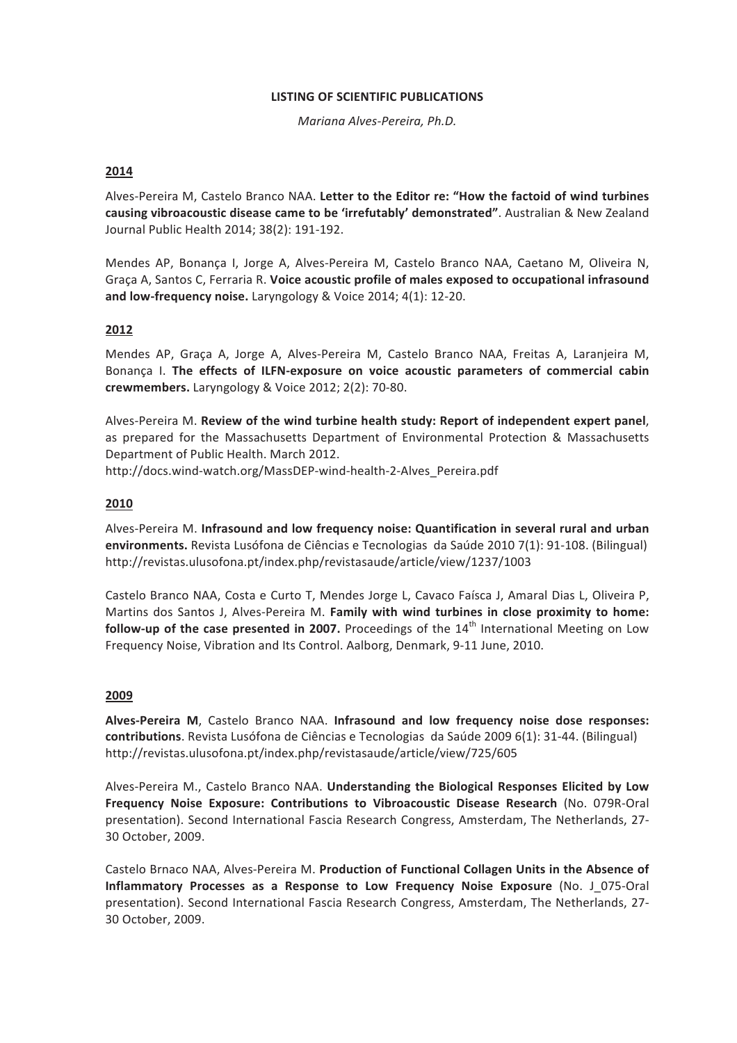**LISTING OF SCIENTIFIC PUBLICATIONS**

*Mariana Alves-Pereira, Ph.D.*

## 2014

Alves-Pereira M, Castelo Branco NAA. **Letter to the Editor re: "How the factoid of wind turbines causing vibroacoustic disease came to be 'irrefutably' demonstrated"**. Australian & New Zealand Journal Public Health 2014; 38(2): 191-192.

Mendes AP, Bonança I, Jorge A, Alves-Pereira M, Castelo Branco NAA, Caetano M, Oliveira N, Graça A, Santos C, Ferraria R. **Voice acoustic profile of males exposed to occupational infrasound and low-frequency noise.** Laryngology & Voice 2014; 4(1): 12-20.

## 2012

Mendes AP, Graça A, Jorge A, Alves-Pereira M, Castelo Branco NAA, Freitas A, Laranjeira M, Bonança I. **The effects of ILFN-exposure on voice acoustic parameters of commercial cabin crewmembers.** Laryngology & Voice 2012; 2(2): 70-80.

Alves-Pereira M. **Review of the wind turbine health study: Report of independent expert panel**, as prepared for the Massachusetts Department of Environmental Protection & Massachusetts Department of Public Health. March 2012.
http://docs.wind-watch.org/MassDEP-wind-health-2-Alves_Pereira.pdf

## 2010

Alves-Pereira M. **Infrasound and low frequency noise: Quantification in several rural and urban environments.** Revista Lusófona de Ciências e Tecnologias da Saúde 2010 7(1): 91-108. (Bilingual)
http://revistas.ulusofona.pt/index.php/revistasaude/article/view/1237/1003

Castelo Branco NAA, Costa e Curto T, Mendes Jorge L, Cavaco Faísca J, Amaral Dias L, Oliveira P, Martins dos Santos J, Alves-Pereira M. **Family with wind turbines in close proximity to home: follow-up of the case presented in 2007.** Proceedings of the 14th International Meeting on Low Frequency Noise, Vibration and Its Control. Aalborg, Denmark, 9-11 June, 2010.

## 2009

**Alves-Pereira M**, Castelo Branco NAA. **Infrasound and low frequency noise dose responses: contributions**. Revista Lusófona de Ciências e Tecnologias da Saúde 2009 6(1): 31-44. (Bilingual)
http://revistas.ulusofona.pt/index.php/revistasaude/article/view/725/605

Alves-Pereira M., Castelo Branco NAA. **Understanding the Biological Responses Elicited by Low Frequency Noise Exposure: Contributions to Vibroacoustic Disease Research** (No. 079R-Oral presentation). Second International Fascia Research Congress, Amsterdam, The Netherlands, 27-30 October, 2009.

Castelo Brnaco NAA, Alves-Pereira M. **Production of Functional Collagen Units in the Absence of Inflammatory Processes as a Response to Low Frequency Noise Exposure** (No. J_075-Oral presentation). Second International Fascia Research Congress, Amsterdam, The Netherlands, 27-30 October, 2009.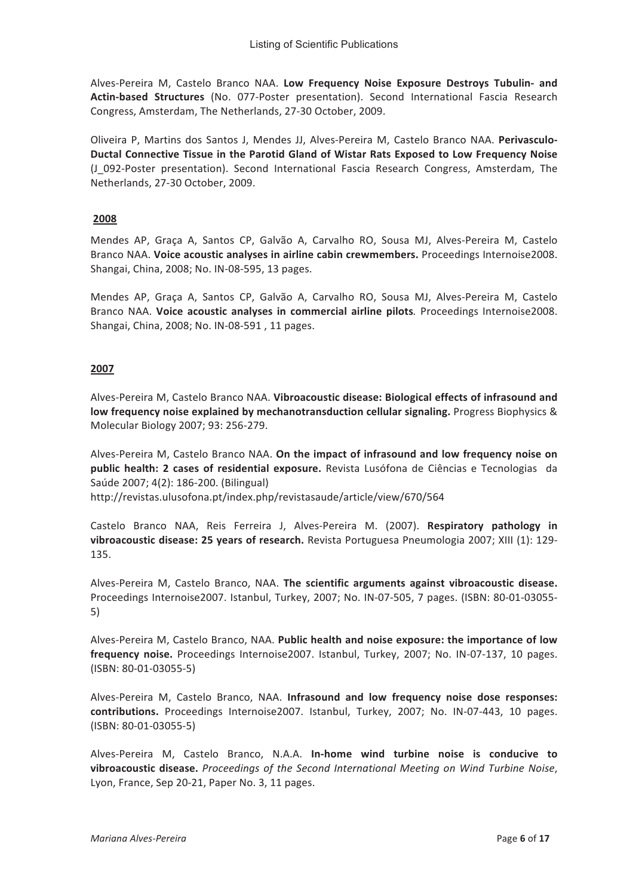Alves-Pereira M, Castelo Branco NAA. **Low Frequency Noise Exposure Destroys Tubulin- and Actin-based Structures** (No. 077-Poster presentation). Second International Fascia Research Congress, Amsterdam, The Netherlands, 27-30 October, 2009.

Oliveira P, Martins dos Santos J, Mendes JJ, Alves-Pereira M, Castelo Branco NAA. **Perivasculo-Ductal Connective Tissue in the Parotid Gland of Wistar Rats Exposed to Low Frequency Noise** (J_092-Poster presentation). Second International Fascia Research Congress, Amsterdam, The Netherlands, 27-30 October, 2009.

## 2008

Mendes AP, Graça A, Santos CP, Galvão A, Carvalho RO, Sousa MJ, Alves-Pereira M, Castelo Branco NAA. **Voice acoustic analyses in airline cabin crewmembers.** Proceedings Internoise2008. Shangai, China, 2008; No. IN-08-595, 13 pages.

Mendes AP, Graça A, Santos CP, Galvão A, Carvalho RO, Sousa MJ, Alves-Pereira M, Castelo Branco NAA. **Voice acoustic analyses in commercial airline pilots***.* Proceedings Internoise2008. Shangai, China, 2008; No. IN-08-591 , 11 pages.

## 2007

Alves-Pereira M, Castelo Branco NAA. **Vibroacoustic disease: Biological effects of infrasound and low frequency noise explained by mechanotransduction cellular signaling.** Progress Biophysics & Molecular Biology 2007; 93: 256-279.

Alves-Pereira M, Castelo Branco NAA. **On the impact of infrasound and low frequency noise on public health: 2 cases of residential exposure.** Revista Lusófona de Ciências e Tecnologias da Saúde 2007; 4(2): 186-200. (Bilingual)
http://revistas.ulusofona.pt/index.php/revistasaude/article/view/670/564

Castelo Branco NAA, Reis Ferreira J, Alves-Pereira M. (2007). **Respiratory pathology in vibroacoustic disease: 25 years of research.** Revista Portuguesa Pneumologia 2007; XIII (1): 129-135.

Alves-Pereira M, Castelo Branco, NAA. **The scientific arguments against vibroacoustic disease.** Proceedings Internoise2007. Istanbul, Turkey, 2007; No. IN-07-505, 7 pages. (ISBN: 80-01-03055-5)

Alves-Pereira M, Castelo Branco, NAA. **Public health and noise exposure: the importance of low frequency noise.** Proceedings Internoise2007. Istanbul, Turkey, 2007; No. IN-07-137, 10 pages. (ISBN: 80-01-03055-5)

Alves-Pereira M, Castelo Branco, NAA. **Infrasound and low frequency noise dose responses: contributions.** Proceedings Internoise2007. Istanbul, Turkey, 2007; No. IN-07-443, 10 pages. (ISBN: 80-01-03055-5)

Alves-Pereira M, Castelo Branco, N.A.A. **In-home wind turbine noise is conducive to vibroacoustic disease.** *Proceedings of the Second International Meeting on Wind Turbine Noise*, Lyon, France, Sep 20-21, Paper No. 3, 11 pages.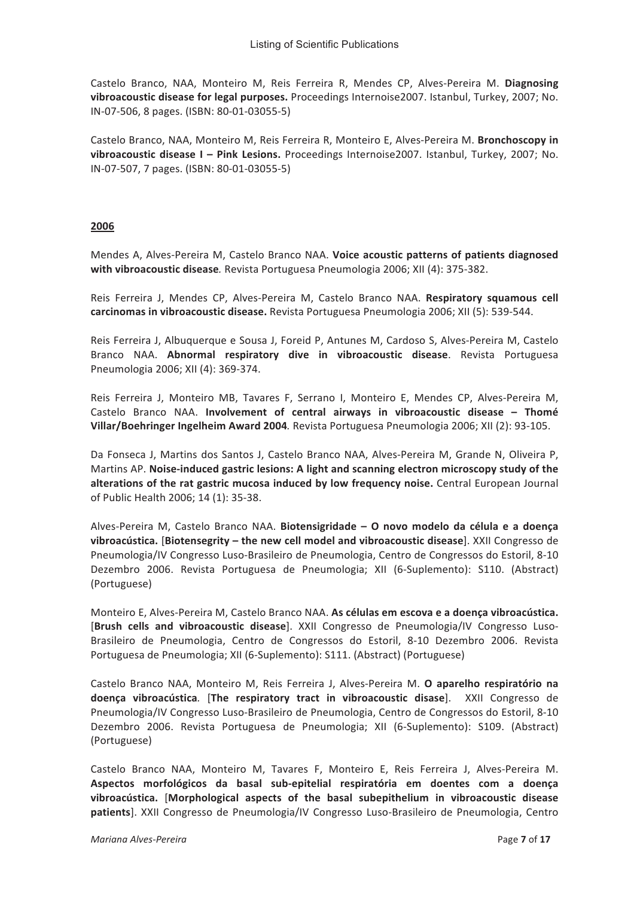Castelo Branco, NAA, Monteiro M, Reis Ferreira R, Mendes CP, Alves-Pereira M. **Diagnosing vibroacoustic disease for legal purposes.** Proceedings Internoise2007. Istanbul, Turkey, 2007; No. IN-07-506, 8 pages. (ISBN: 80-01-03055-5)

Castelo Branco, NAA, Monteiro M, Reis Ferreira R, Monteiro E, Alves-Pereira M. **Bronchoscopy in vibroacoustic disease I – Pink Lesions.** Proceedings Internoise2007. Istanbul, Turkey, 2007; No. IN-07-507, 7 pages. (ISBN: 80-01-03055-5)

## 2006

Mendes A, Alves-Pereira M, Castelo Branco NAA. **Voice acoustic patterns of patients diagnosed with vibroacoustic disease***.* Revista Portuguesa Pneumologia 2006; XII (4): 375-382.

Reis Ferreira J, Mendes CP, Alves-Pereira M, Castelo Branco NAA. **Respiratory squamous cell carcinomas in vibroacoustic disease.** Revista Portuguesa Pneumologia 2006; XII (5): 539-544.

Reis Ferreira J, Albuquerque e Sousa J, Foreid P, Antunes M, Cardoso S, Alves-Pereira M, Castelo Branco NAA. **Abnormal respiratory dive in vibroacoustic disease**. Revista Portuguesa Pneumologia 2006; XII (4): 369-374.

Reis Ferreira J, Monteiro MB, Tavares F, Serrano I, Monteiro E, Mendes CP, Alves-Pereira M, Castelo Branco NAA. **Involvement of central airways in vibroacoustic disease – Thomé Villar/Boehringer Ingelheim Award 2004***.* Revista Portuguesa Pneumologia 2006; XII (2): 93-105.

Da Fonseca J, Martins dos Santos J, Castelo Branco NAA, Alves-Pereira M, Grande N, Oliveira P, Martins AP. **Noise-induced gastric lesions: A light and scanning electron microscopy study of the alterations of the rat gastric mucosa induced by low frequency noise.** Central European Journal of Public Health 2006; 14 (1): 35-38.

Alves-Pereira M, Castelo Branco NAA. **Biotensigridade – O novo modelo da célula e a doença vibroacústica.** [**Biotensegrity – the new cell model and vibroacoustic disease**]. XXII Congresso de Pneumologia/IV Congresso Luso-Brasileiro de Pneumologia, Centro de Congressos do Estoril, 8-10 Dezembro 2006. Revista Portuguesa de Pneumologia; XII (6-Suplemento): S110. (Abstract) (Portuguese)

Monteiro E, Alves-Pereira M, Castelo Branco NAA. **As células em escova e a doença vibroacústica.** [**Brush cells and vibroacoustic disease**]. XXII Congresso de Pneumologia/IV Congresso Luso-Brasileiro de Pneumologia, Centro de Congressos do Estoril, 8-10 Dezembro 2006. Revista Portuguesa de Pneumologia; XII (6-Suplemento): S111. (Abstract) (Portuguese)

Castelo Branco NAA, Monteiro M, Reis Ferreira J, Alves-Pereira M. **O aparelho respiratório na doença vibroacústica***.* [**The respiratory tract in vibroacoustic disase**]. XXII Congresso de Pneumologia/IV Congresso Luso-Brasileiro de Pneumologia, Centro de Congressos do Estoril, 8-10 Dezembro 2006. Revista Portuguesa de Pneumologia; XII (6-Suplemento): S109. (Abstract) (Portuguese)

Castelo Branco NAA, Monteiro M, Tavares F, Monteiro E, Reis Ferreira J, Alves-Pereira M. **Aspectos morfológicos da basal sub-epitelial respiratória em doentes com a doença vibroacústica.** [**Morphological aspects of the basal subepithelium in vibroacoustic disease patients**]. XXII Congresso de Pneumologia/IV Congresso Luso-Brasileiro de Pneumologia, Centro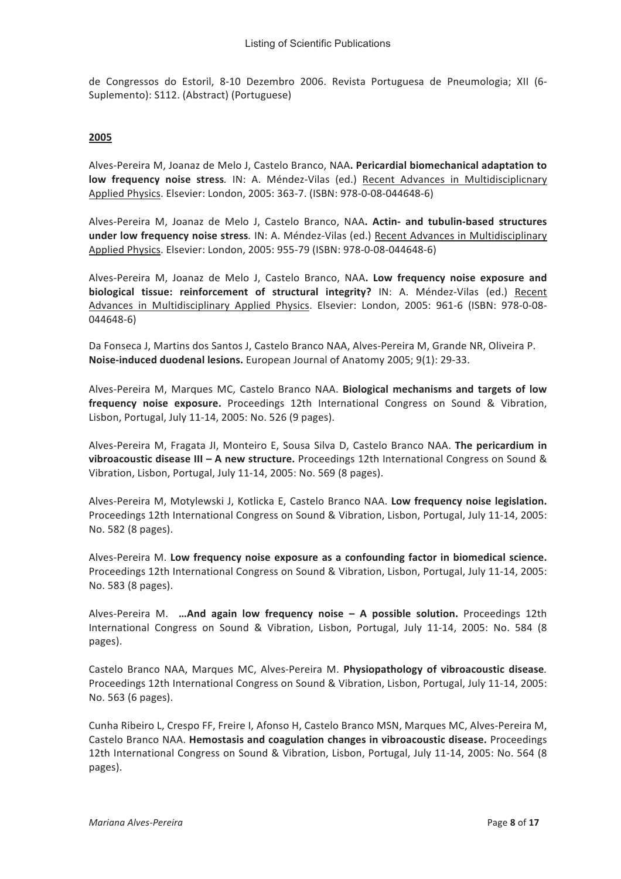de Congressos do Estoril, 8-10 Dezembro 2006. Revista Portuguesa de Pneumologia; XII (6-Suplemento): S112. (Abstract) (Portuguese)

## 2005

Alves-Pereira M, Joanaz de Melo J, Castelo Branco, NAA**. Pericardial biomechanical adaptation to low frequency noise stress***.* IN: A. Méndez-Vilas (ed.) Recent Advances in Multidisciplicnary Applied Physics. Elsevier: London, 2005: 363-7. (ISBN: 978-0-08-044648-6)

Alves-Pereira M, Joanaz de Melo J, Castelo Branco, NAA**. Actin- and tubulin-based structures under low frequency noise stress***.* IN: A. Méndez-Vilas (ed.) Recent Advances in Multidisciplinary Applied Physics. Elsevier: London, 2005: 955-79 (ISBN: 978-0-08-044648-6)

Alves-Pereira M, Joanaz de Melo J, Castelo Branco, NAA**. Low frequency noise exposure and biological tissue: reinforcement of structural integrity?** IN: A. Méndez-Vilas (ed.) Recent Advances in Multidisciplinary Applied Physics. Elsevier: London, 2005: 961-6 (ISBN: 978-0-08-044648-6)

Da Fonseca J, Martins dos Santos J, Castelo Branco NAA, Alves-Pereira M, Grande NR, Oliveira P. **Noise-induced duodenal lesions.** European Journal of Anatomy 2005; 9(1): 29-33.

Alves-Pereira M, Marques MC, Castelo Branco NAA. **Biological mechanisms and targets of low frequency noise exposure.** Proceedings 12th International Congress on Sound & Vibration, Lisbon, Portugal, July 11-14, 2005: No. 526 (9 pages).

Alves-Pereira M, Fragata JI, Monteiro E, Sousa Silva D, Castelo Branco NAA. **The pericardium in vibroacoustic disease III – A new structure.** Proceedings 12th International Congress on Sound & Vibration, Lisbon, Portugal, July 11-14, 2005: No. 569 (8 pages).

Alves-Pereira M, Motylewski J, Kotlicka E, Castelo Branco NAA. **Low frequency noise legislation.** Proceedings 12th International Congress on Sound & Vibration, Lisbon, Portugal, July 11-14, 2005: No. 582 (8 pages).

Alves-Pereira M. **Low frequency noise exposure as a confounding factor in biomedical science.** Proceedings 12th International Congress on Sound & Vibration, Lisbon, Portugal, July 11-14, 2005: No. 583 (8 pages).

Alves-Pereira M. **…And again low frequency noise – A possible solution.** Proceedings 12th International Congress on Sound & Vibration, Lisbon, Portugal, July 11-14, 2005: No. 584 (8 pages).

Castelo Branco NAA, Marques MC, Alves-Pereira M. **Physiopathology of vibroacoustic disease***.* Proceedings 12th International Congress on Sound & Vibration, Lisbon, Portugal, July 11-14, 2005: No. 563 (6 pages).

Cunha Ribeiro L, Crespo FF, Freire I, Afonso H, Castelo Branco MSN, Marques MC, Alves-Pereira M, Castelo Branco NAA. **Hemostasis and coagulation changes in vibroacoustic disease.** Proceedings 12th International Congress on Sound & Vibration, Lisbon, Portugal, July 11-14, 2005: No. 564 (8 pages).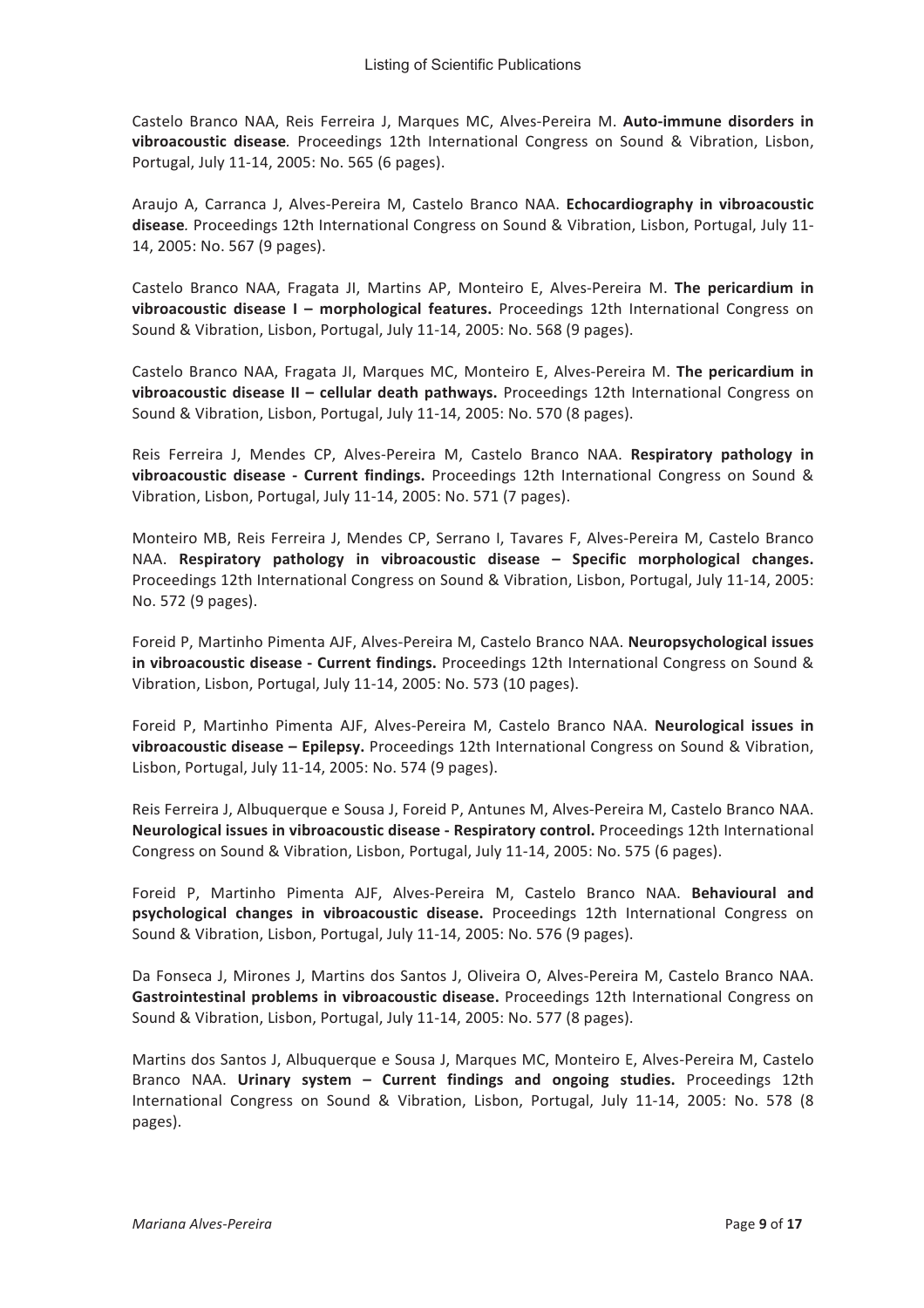Castelo Branco NAA, Reis Ferreira J, Marques MC, Alves-Pereira M. **Auto-immune disorders in vibroacoustic disease***.* Proceedings 12th International Congress on Sound & Vibration, Lisbon, Portugal, July 11-14, 2005: No. 565 (6 pages).

Araujo A, Carranca J, Alves-Pereira M, Castelo Branco NAA. **Echocardiography in vibroacoustic disease***.* Proceedings 12th International Congress on Sound & Vibration, Lisbon, Portugal, July 11-14, 2005: No. 567 (9 pages).

Castelo Branco NAA, Fragata JI, Martins AP, Monteiro E, Alves-Pereira M. **The pericardium in vibroacoustic disease I – morphological features.** Proceedings 12th International Congress on Sound & Vibration, Lisbon, Portugal, July 11-14, 2005: No. 568 (9 pages).

Castelo Branco NAA, Fragata JI, Marques MC, Monteiro E, Alves-Pereira M. **The pericardium in vibroacoustic disease II – cellular death pathways.** Proceedings 12th International Congress on Sound & Vibration, Lisbon, Portugal, July 11-14, 2005: No. 570 (8 pages).

Reis Ferreira J, Mendes CP, Alves-Pereira M, Castelo Branco NAA. **Respiratory pathology in vibroacoustic disease - Current findings.** Proceedings 12th International Congress on Sound & Vibration, Lisbon, Portugal, July 11-14, 2005: No. 571 (7 pages).

Monteiro MB, Reis Ferreira J, Mendes CP, Serrano I, Tavares F, Alves-Pereira M, Castelo Branco NAA. **Respiratory pathology in vibroacoustic disease – Specific morphological changes.** Proceedings 12th International Congress on Sound & Vibration, Lisbon, Portugal, July 11-14, 2005: No. 572 (9 pages).

Foreid P, Martinho Pimenta AJF, Alves-Pereira M, Castelo Branco NAA. **Neuropsychological issues in vibroacoustic disease - Current findings.** Proceedings 12th International Congress on Sound & Vibration, Lisbon, Portugal, July 11-14, 2005: No. 573 (10 pages).

Foreid P, Martinho Pimenta AJF, Alves-Pereira M, Castelo Branco NAA. **Neurological issues in vibroacoustic disease – Epilepsy.** Proceedings 12th International Congress on Sound & Vibration, Lisbon, Portugal, July 11-14, 2005: No. 574 (9 pages).

Reis Ferreira J, Albuquerque e Sousa J, Foreid P, Antunes M, Alves-Pereira M, Castelo Branco NAA. **Neurological issues in vibroacoustic disease - Respiratory control.** Proceedings 12th International Congress on Sound & Vibration, Lisbon, Portugal, July 11-14, 2005: No. 575 (6 pages).

Foreid P, Martinho Pimenta AJF, Alves-Pereira M, Castelo Branco NAA. **Behavioural and psychological changes in vibroacoustic disease.** Proceedings 12th International Congress on Sound & Vibration, Lisbon, Portugal, July 11-14, 2005: No. 576 (9 pages).

Da Fonseca J, Mirones J, Martins dos Santos J, Oliveira O, Alves-Pereira M, Castelo Branco NAA. **Gastrointestinal problems in vibroacoustic disease.** Proceedings 12th International Congress on Sound & Vibration, Lisbon, Portugal, July 11-14, 2005: No. 577 (8 pages).

Martins dos Santos J, Albuquerque e Sousa J, Marques MC, Monteiro E, Alves-Pereira M, Castelo Branco NAA. **Urinary system – Current findings and ongoing studies.** Proceedings 12th International Congress on Sound & Vibration, Lisbon, Portugal, July 11-14, 2005: No. 578 (8 pages).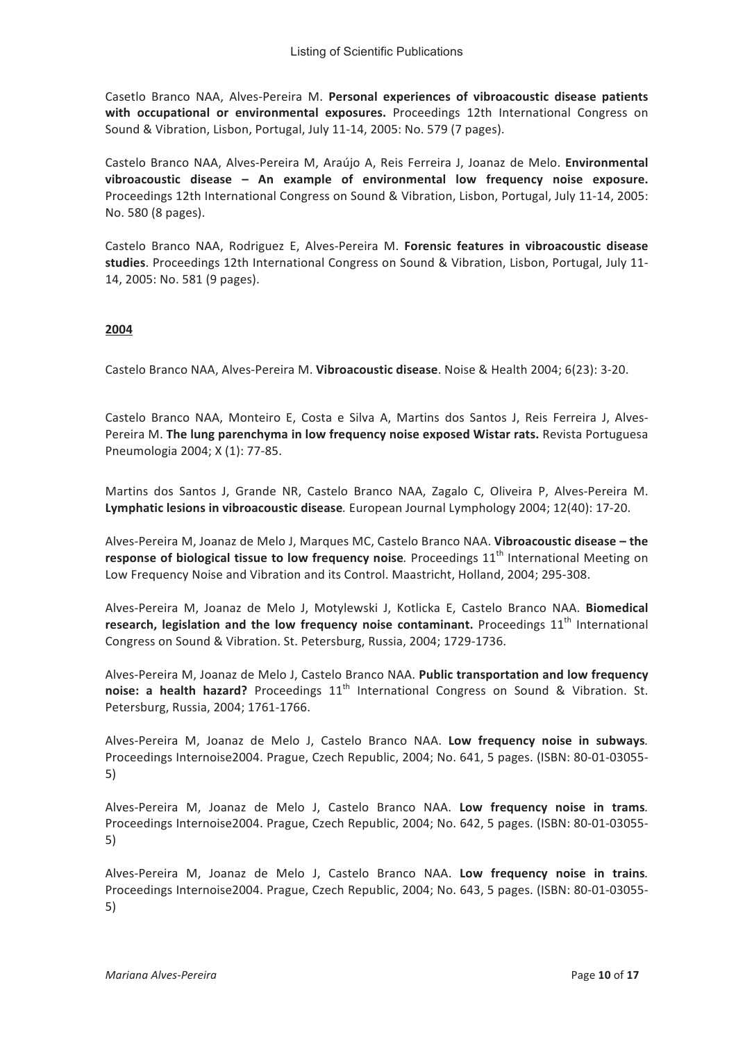Casetlo Branco NAA, Alves-Pereira M. **Personal experiences of vibroacoustic disease patients with occupational or environmental exposures.** Proceedings 12th International Congress on Sound & Vibration, Lisbon, Portugal, July 11-14, 2005: No. 579 (7 pages).

Castelo Branco NAA, Alves-Pereira M, Araújo A, Reis Ferreira J, Joanaz de Melo. **Environmental vibroacoustic disease – An example of environmental low frequency noise exposure.** Proceedings 12th International Congress on Sound & Vibration, Lisbon, Portugal, July 11-14, 2005: No. 580 (8 pages).

Castelo Branco NAA, Rodriguez E, Alves-Pereira M. **Forensic features in vibroacoustic disease studies**. Proceedings 12th International Congress on Sound & Vibration, Lisbon, Portugal, July 11-14, 2005: No. 581 (9 pages).

## 2004

Castelo Branco NAA, Alves-Pereira M. **Vibroacoustic disease**. Noise & Health 2004; 6(23): 3-20.

Castelo Branco NAA, Monteiro E, Costa e Silva A, Martins dos Santos J, Reis Ferreira J, Alves-Pereira M. **The lung parenchyma in low frequency noise exposed Wistar rats.** Revista Portuguesa Pneumologia 2004; X (1): 77-85.

Martins dos Santos J, Grande NR, Castelo Branco NAA, Zagalo C, Oliveira P, Alves-Pereira M. **Lymphatic lesions in vibroacoustic disease***.* European Journal Lymphology 2004; 12(40): 17-20.

Alves-Pereira M, Joanaz de Melo J, Marques MC, Castelo Branco NAA. **Vibroacoustic disease – the response of biological tissue to low frequency noise***.* Proceedings 11th International Meeting on Low Frequency Noise and Vibration and its Control. Maastricht, Holland, 2004; 295-308.

Alves-Pereira M, Joanaz de Melo J, Motylewski J, Kotlicka E, Castelo Branco NAA. **Biomedical research, legislation and the low frequency noise contaminant.** Proceedings 11th International Congress on Sound & Vibration. St. Petersburg, Russia, 2004; 1729-1736.

Alves-Pereira M, Joanaz de Melo J, Castelo Branco NAA. **Public transportation and low frequency noise: a health hazard?** Proceedings 11th International Congress on Sound & Vibration. St. Petersburg, Russia, 2004; 1761-1766.

Alves-Pereira M, Joanaz de Melo J, Castelo Branco NAA. **Low frequency noise in subways***.* Proceedings Internoise2004. Prague, Czech Republic, 2004; No. 641, 5 pages. (ISBN: 80-01-03055-5)

Alves-Pereira M, Joanaz de Melo J, Castelo Branco NAA. **Low frequency noise in trams***.* Proceedings Internoise2004. Prague, Czech Republic, 2004; No. 642, 5 pages. (ISBN: 80-01-03055-5)

Alves-Pereira M, Joanaz de Melo J, Castelo Branco NAA. **Low frequency noise in trains***.* Proceedings Internoise2004. Prague, Czech Republic, 2004; No. 643, 5 pages. (ISBN: 80-01-03055-5)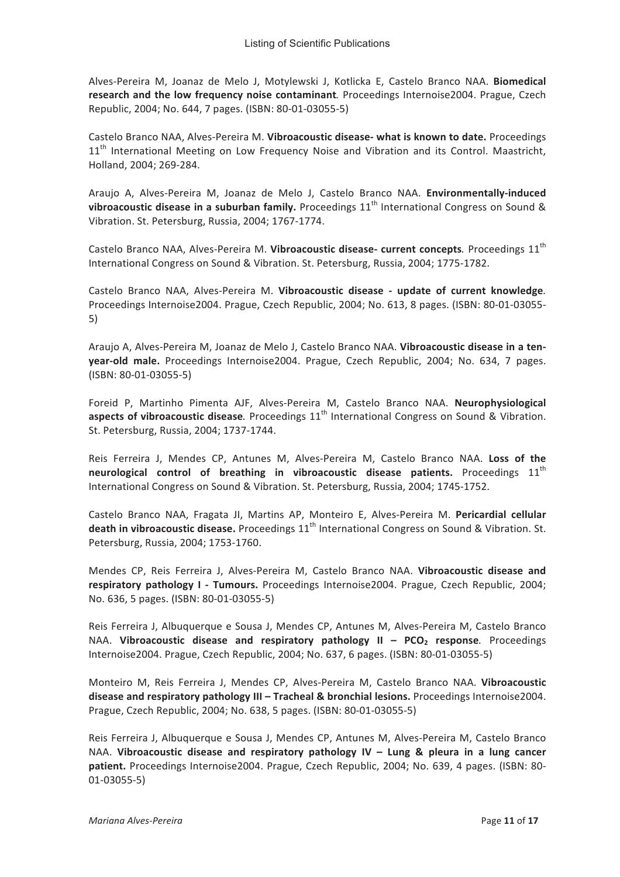Alves-Pereira M, Joanaz de Melo J, Motylewski J, Kotlicka E, Castelo Branco NAA. **Biomedical research and the low frequency noise contaminant***.* Proceedings Internoise2004. Prague, Czech Republic, 2004; No. 644, 7 pages. (ISBN: 80-01-03055-5)

Castelo Branco NAA, Alves-Pereira M. **Vibroacoustic disease- what is known to date.** Proceedings 11th International Meeting on Low Frequency Noise and Vibration and its Control. Maastricht, Holland, 2004; 269-284.

Araujo A, Alves-Pereira M, Joanaz de Melo J, Castelo Branco NAA. **Environmentally-induced vibroacoustic disease in a suburban family.** Proceedings 11th International Congress on Sound & Vibration. St. Petersburg, Russia, 2004; 1767-1774.

Castelo Branco NAA, Alves-Pereira M. **Vibroacoustic disease- current concepts***.* Proceedings 11th International Congress on Sound & Vibration. St. Petersburg, Russia, 2004; 1775-1782.

Castelo Branco NAA, Alves-Pereira M. **Vibroacoustic disease - update of current knowledge**. Proceedings Internoise2004. Prague, Czech Republic, 2004; No. 613, 8 pages. (ISBN: 80-01-03055-5)

Araujo A, Alves-Pereira M, Joanaz de Melo J, Castelo Branco NAA. **Vibroacoustic disease in a ten-year-old male.** Proceedings Internoise2004. Prague, Czech Republic, 2004; No. 634, 7 pages. (ISBN: 80-01-03055-5)

Foreid P, Martinho Pimenta AJF, Alves-Pereira M, Castelo Branco NAA. **Neurophysiological aspects of vibroacoustic disease***.* Proceedings 11th International Congress on Sound & Vibration. St. Petersburg, Russia, 2004; 1737-1744.

Reis Ferreira J, Mendes CP, Antunes M, Alves-Pereira M, Castelo Branco NAA. **Loss of the neurological control of breathing in vibroacoustic disease patients.** Proceedings 11th International Congress on Sound & Vibration. St. Petersburg, Russia, 2004; 1745-1752.

Castelo Branco NAA, Fragata JI, Martins AP, Monteiro E, Alves-Pereira M. **Pericardial cellular death in vibroacoustic disease.** Proceedings 11th International Congress on Sound & Vibration. St. Petersburg, Russia, 2004; 1753-1760.

Mendes CP, Reis Ferreira J, Alves-Pereira M, Castelo Branco NAA. **Vibroacoustic disease and respiratory pathology I - Tumours.** Proceedings Internoise2004. Prague, Czech Republic, 2004; No. 636, 5 pages. (ISBN: 80-01-03055-5)

Reis Ferreira J, Albuquerque e Sousa J, Mendes CP, Antunes M, Alves-Pereira M, Castelo Branco NAA. **Vibroacoustic disease and respiratory pathology II – $PCO_2$ response***.* Proceedings Internoise2004. Prague, Czech Republic, 2004; No. 637, 6 pages. (ISBN: 80-01-03055-5)

Monteiro M, Reis Ferreira J, Mendes CP, Alves-Pereira M, Castelo Branco NAA. **Vibroacoustic disease and respiratory pathology III – Tracheal & bronchial lesions.** Proceedings Internoise2004. Prague, Czech Republic, 2004; No. 638, 5 pages. (ISBN: 80-01-03055-5)

Reis Ferreira J, Albuquerque e Sousa J, Mendes CP, Antunes M, Alves-Pereira M, Castelo Branco NAA. **Vibroacoustic disease and respiratory pathology IV – Lung & pleura in a lung cancer patient.** Proceedings Internoise2004. Prague, Czech Republic, 2004; No. 639, 4 pages. (ISBN: 80-01-03055-5)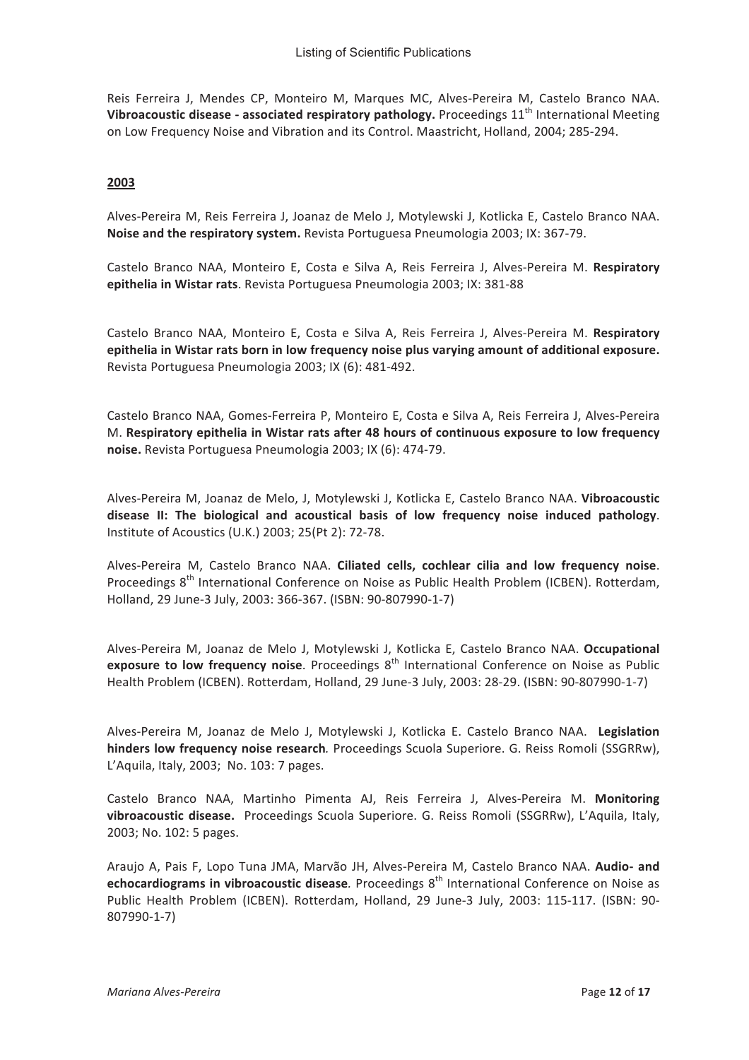Reis Ferreira J, Mendes CP, Monteiro M, Marques MC, Alves-Pereira M, Castelo Branco NAA. **Vibroacoustic disease - associated respiratory pathology.** Proceedings 11th International Meeting on Low Frequency Noise and Vibration and its Control. Maastricht, Holland, 2004; 285-294.

**2003**

Alves-Pereira M, Reis Ferreira J, Joanaz de Melo J, Motylewski J, Kotlicka E, Castelo Branco NAA. **Noise and the respiratory system.** Revista Portuguesa Pneumologia 2003; IX: 367-79.

Castelo Branco NAA, Monteiro E, Costa e Silva A, Reis Ferreira J, Alves-Pereira M. **Respiratory epithelia in Wistar rats**. Revista Portuguesa Pneumologia 2003; IX: 381-88

Castelo Branco NAA, Monteiro E, Costa e Silva A, Reis Ferreira J, Alves-Pereira M. **Respiratory epithelia in Wistar rats born in low frequency noise plus varying amount of additional exposure.** Revista Portuguesa Pneumologia 2003; IX (6): 481-492.

Castelo Branco NAA, Gomes-Ferreira P, Monteiro E, Costa e Silva A, Reis Ferreira J, Alves-Pereira M. **Respiratory epithelia in Wistar rats after 48 hours of continuous exposure to low frequency noise.** Revista Portuguesa Pneumologia 2003; IX (6): 474-79.

Alves-Pereira M, Joanaz de Melo, J, Motylewski J, Kotlicka E, Castelo Branco NAA. **Vibroacoustic disease II: The biological and acoustical basis of low frequency noise induced pathology**. Institute of Acoustics (U.K.) 2003; 25(Pt 2): 72-78.

Alves-Pereira M, Castelo Branco NAA. **Ciliated cells, cochlear cilia and low frequency noise**. Proceedings 8th International Conference on Noise as Public Health Problem (ICBEN). Rotterdam, Holland, 29 June-3 July, 2003: 366-367. (ISBN: 90-807990-1-7)

Alves-Pereira M, Joanaz de Melo J, Motylewski J, Kotlicka E, Castelo Branco NAA. **Occupational exposure to low frequency noise**. Proceedings 8th International Conference on Noise as Public Health Problem (ICBEN). Rotterdam, Holland, 29 June-3 July, 2003: 28-29. (ISBN: 90-807990-1-7)

Alves-Pereira M, Joanaz de Melo J, Motylewski J, Kotlicka E. Castelo Branco NAA. **Legislation hinders low frequency noise research***.* Proceedings Scuola Superiore. G. Reiss Romoli (SSGRRw), L'Aquila, Italy, 2003; No. 103: 7 pages.

Castelo Branco NAA, Martinho Pimenta AJ, Reis Ferreira J, Alves-Pereira M. **Monitoring vibroacoustic disease.** Proceedings Scuola Superiore. G. Reiss Romoli (SSGRRw), L'Aquila, Italy, 2003; No. 102: 5 pages.

Araujo A, Pais F, Lopo Tuna JMA, Marvão JH, Alves-Pereira M, Castelo Branco NAA. **Audio- and echocardiograms in vibroacoustic disease***.* Proceedings 8th International Conference on Noise as Public Health Problem (ICBEN). Rotterdam, Holland, 29 June-3 July, 2003: 115-117. (ISBN: 90-807990-1-7)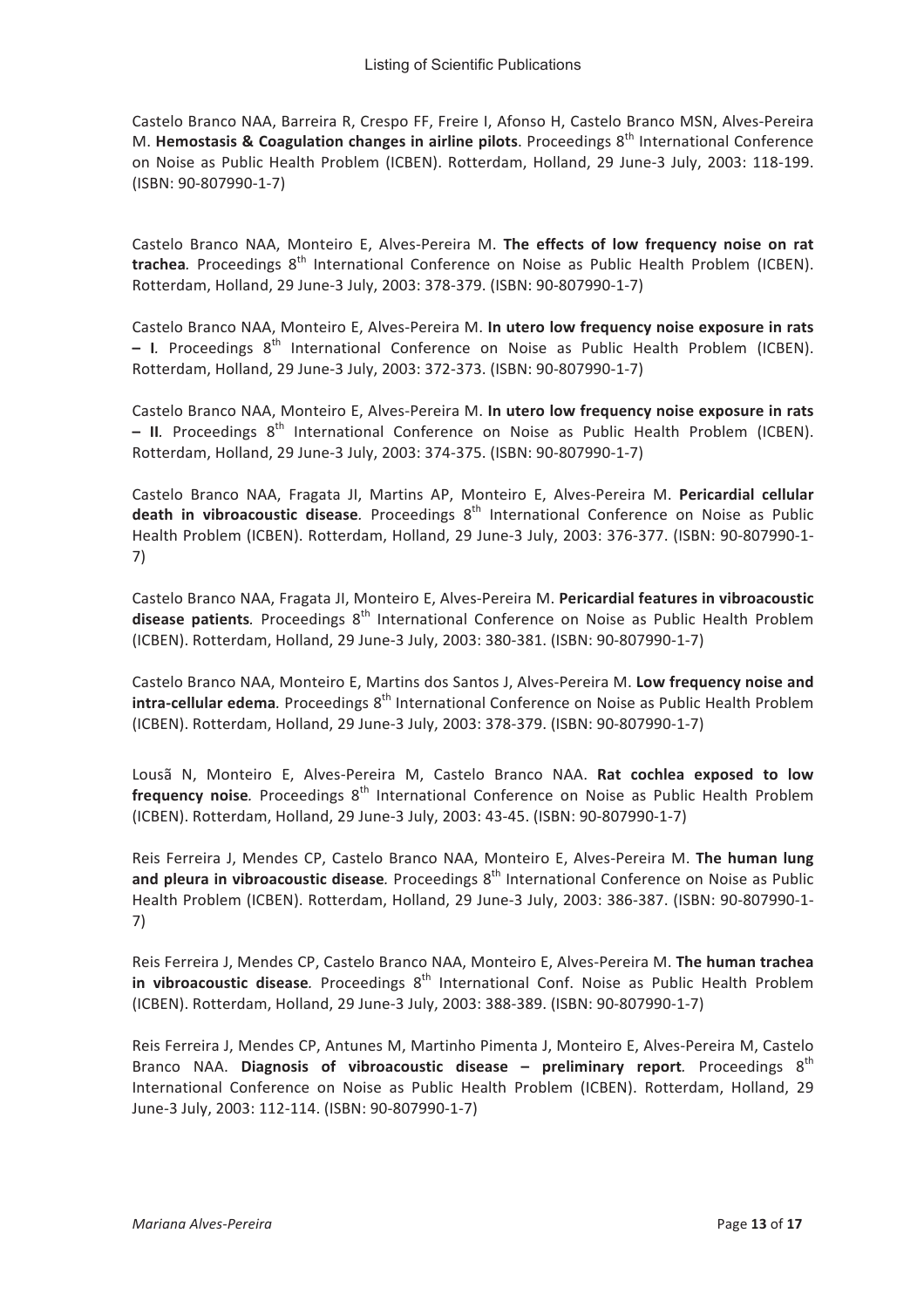Castelo Branco NAA, Barreira R, Crespo FF, Freire I, Afonso H, Castelo Branco MSN, Alves-Pereira M. **Hemostasis & Coagulation changes in airline pilots**. Proceedings 8th International Conference on Noise as Public Health Problem (ICBEN). Rotterdam, Holland, 29 June-3 July, 2003: 118-199. (ISBN: 90-807990-1-7)

Castelo Branco NAA, Monteiro E, Alves-Pereira M. **The effects of low frequency noise on rat trachea**. Proceedings 8th International Conference on Noise as Public Health Problem (ICBEN). Rotterdam, Holland, 29 June-3 July, 2003: 378-379. (ISBN: 90-807990-1-7)

Castelo Branco NAA, Monteiro E, Alves-Pereira M. **In utero low frequency noise exposure in rats – I**. Proceedings 8th International Conference on Noise as Public Health Problem (ICBEN). Rotterdam, Holland, 29 June-3 July, 2003: 372-373. (ISBN: 90-807990-1-7)

Castelo Branco NAA, Monteiro E, Alves-Pereira M. **In utero low frequency noise exposure in rats – II**. Proceedings 8th International Conference on Noise as Public Health Problem (ICBEN). Rotterdam, Holland, 29 June-3 July, 2003: 374-375. (ISBN: 90-807990-1-7)

Castelo Branco NAA, Fragata JI, Martins AP, Monteiro E, Alves-Pereira M. **Pericardial cellular death in vibroacoustic disease**. Proceedings 8th International Conference on Noise as Public Health Problem (ICBEN). Rotterdam, Holland, 29 June-3 July, 2003: 376-377. (ISBN: 90-807990-1-7)

Castelo Branco NAA, Fragata JI, Monteiro E, Alves-Pereira M. **Pericardial features in vibroacoustic disease patients**. Proceedings 8th International Conference on Noise as Public Health Problem (ICBEN). Rotterdam, Holland, 29 June-3 July, 2003: 380-381. (ISBN: 90-807990-1-7)

Castelo Branco NAA, Monteiro E, Martins dos Santos J, Alves-Pereira M. **Low frequency noise and intra-cellular edema**. Proceedings 8th International Conference on Noise as Public Health Problem (ICBEN). Rotterdam, Holland, 29 June-3 July, 2003: 378-379. (ISBN: 90-807990-1-7)

Lousã N, Monteiro E, Alves-Pereira M, Castelo Branco NAA. **Rat cochlea exposed to low frequency noise**. Proceedings 8th International Conference on Noise as Public Health Problem (ICBEN). Rotterdam, Holland, 29 June-3 July, 2003: 43-45. (ISBN: 90-807990-1-7)

Reis Ferreira J, Mendes CP, Castelo Branco NAA, Monteiro E, Alves-Pereira M. **The human lung and pleura in vibroacoustic disease**. Proceedings 8th International Conference on Noise as Public Health Problem (ICBEN). Rotterdam, Holland, 29 June-3 July, 2003: 386-387. (ISBN: 90-807990-1-7)

Reis Ferreira J, Mendes CP, Castelo Branco NAA, Monteiro E, Alves-Pereira M. **The human trachea in vibroacoustic disease**. Proceedings 8th International Conf. Noise as Public Health Problem (ICBEN). Rotterdam, Holland, 29 June-3 July, 2003: 388-389. (ISBN: 90-807990-1-7)

Reis Ferreira J, Mendes CP, Antunes M, Martinho Pimenta J, Monteiro E, Alves-Pereira M, Castelo Branco NAA. **Diagnosis of vibroacoustic disease – preliminary report**. Proceedings 8th International Conference on Noise as Public Health Problem (ICBEN). Rotterdam, Holland, 29 June-3 July, 2003: 112-114. (ISBN: 90-807990-1-7)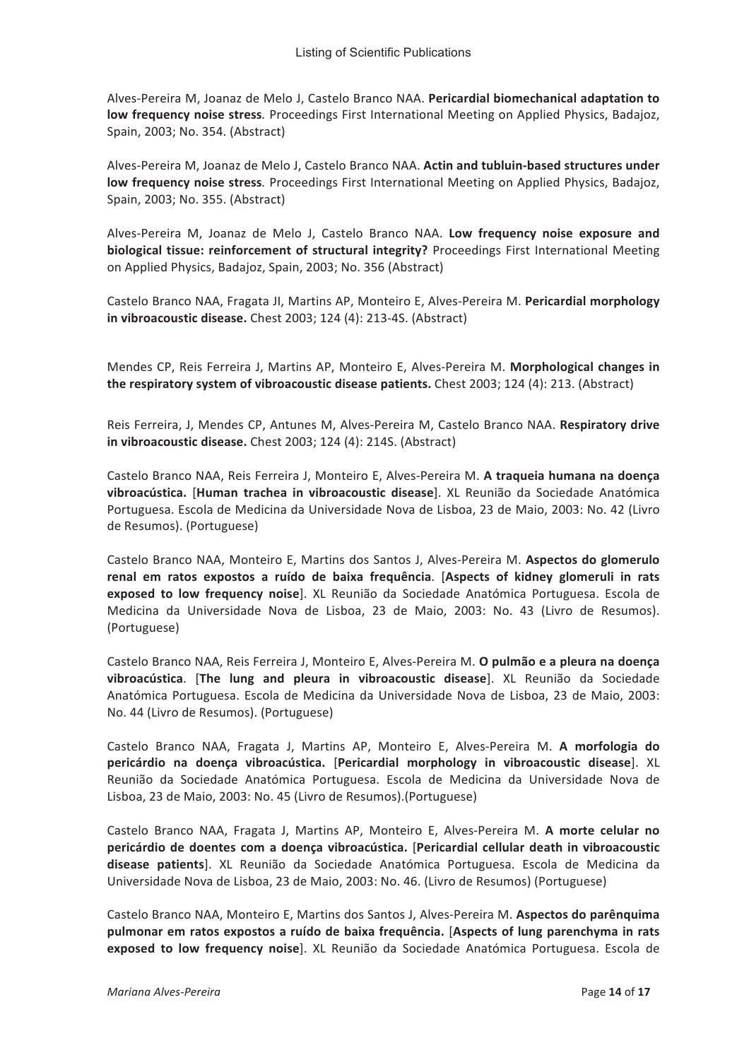Alves-Pereira M, Joanaz de Melo J, Castelo Branco NAA. **Pericardial biomechanical adaptation to low frequency noise stress**. Proceedings First International Meeting on Applied Physics, Badajoz, Spain, 2003; No. 354. (Abstract)

Alves-Pereira M, Joanaz de Melo J, Castelo Branco NAA. **Actin and tubluin-based structures under low frequency noise stress**. Proceedings First International Meeting on Applied Physics, Badajoz, Spain, 2003; No. 355. (Abstract)

Alves-Pereira M, Joanaz de Melo J, Castelo Branco NAA. **Low frequency noise exposure and biological tissue: reinforcement of structural integrity?** Proceedings First International Meeting on Applied Physics, Badajoz, Spain, 2003; No. 356 (Abstract)

Castelo Branco NAA, Fragata JI, Martins AP, Monteiro E, Alves-Pereira M. **Pericardial morphology in vibroacoustic disease.** Chest 2003; 124 (4): 213-4S. (Abstract)

Mendes CP, Reis Ferreira J, Martins AP, Monteiro E, Alves-Pereira M. **Morphological changes in the respiratory system of vibroacoustic disease patients.** Chest 2003; 124 (4): 213. (Abstract)

Reis Ferreira, J, Mendes CP, Antunes M, Alves-Pereira M, Castelo Branco NAA. **Respiratory drive in vibroacoustic disease.** Chest 2003; 124 (4): 214S. (Abstract)

Castelo Branco NAA, Reis Ferreira J, Monteiro E, Alves-Pereira M. **A traqueia humana na doença vibroacústica.** [**Human trachea in vibroacoustic disease**]. XL Reunião da Sociedade Anatómica Portuguesa. Escola de Medicina da Universidade Nova de Lisboa, 23 de Maio, 2003: No. 42 (Livro de Resumos). (Portuguese)

Castelo Branco NAA, Monteiro E, Martins dos Santos J, Alves-Pereira M. **Aspectos do glomerulo renal em ratos expostos a ruído de baixa frequência**. [**Aspects of kidney glomeruli in rats exposed to low frequency noise**]. XL Reunião da Sociedade Anatómica Portuguesa. Escola de Medicina da Universidade Nova de Lisboa, 23 de Maio, 2003: No. 43 (Livro de Resumos). (Portuguese)

Castelo Branco NAA, Reis Ferreira J, Monteiro E, Alves-Pereira M. **O pulmão e a pleura na doença vibroacústica**. [**The lung and pleura in vibroacoustic disease**]. XL Reunião da Sociedade Anatómica Portuguesa. Escola de Medicina da Universidade Nova de Lisboa, 23 de Maio, 2003: No. 44 (Livro de Resumos). (Portuguese)

Castelo Branco NAA, Fragata J, Martins AP, Monteiro E, Alves-Pereira M. **A morfologia do pericárdio na doença vibroacústica.** [**Pericardial morphology in vibroacoustic disease**]. XL Reunião da Sociedade Anatómica Portuguesa. Escola de Medicina da Universidade Nova de Lisboa, 23 de Maio, 2003: No. 45 (Livro de Resumos).(Portuguese)

Castelo Branco NAA, Fragata J, Martins AP, Monteiro E, Alves-Pereira M. **A morte celular no pericárdio de doentes com a doença vibroacústica.** [**Pericardial cellular death in vibroacoustic disease patients**]. XL Reunião da Sociedade Anatómica Portuguesa. Escola de Medicina da Universidade Nova de Lisboa, 23 de Maio, 2003: No. 46. (Livro de Resumos) (Portuguese)

Castelo Branco NAA, Monteiro E, Martins dos Santos J, Alves-Pereira M. **Aspectos do parênquima pulmonar em ratos expostos a ruído de baixa frequência.** [**Aspects of lung parenchyma in rats exposed to low frequency noise**]. XL Reunião da Sociedade Anatómica Portuguesa. Escola de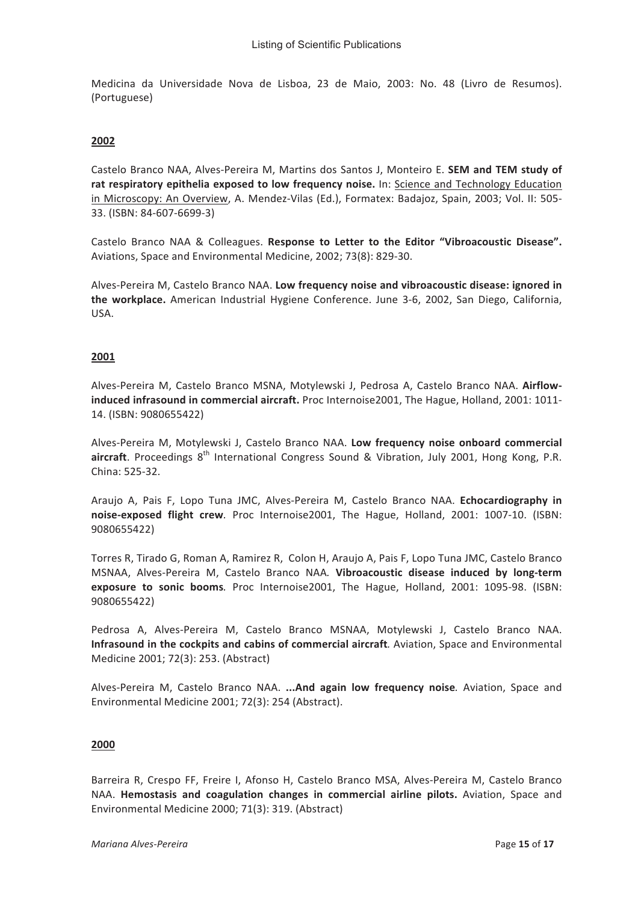Medicina da Universidade Nova de Lisboa, 23 de Maio, 2003: No. 48 (Livro de Resumos). (Portuguese)

## 2002

Castelo Branco NAA, Alves-Pereira M, Martins dos Santos J, Monteiro E. **SEM and TEM study of rat respiratory epithelia exposed to low frequency noise.** In: Science and Technology Education in Microscopy: An Overview, A. Mendez-Vilas (Ed.), Formatex: Badajoz, Spain, 2003; Vol. II: 505-33. (ISBN: 84-607-6699-3)

Castelo Branco NAA & Colleagues. **Response to Letter to the Editor "Vibroacoustic Disease".** Aviations, Space and Environmental Medicine, 2002; 73(8): 829-30.

Alves-Pereira M, Castelo Branco NAA. **Low frequency noise and vibroacoustic disease: ignored in the workplace.** American Industrial Hygiene Conference. June 3-6, 2002, San Diego, California, USA.

## 2001

Alves-Pereira M, Castelo Branco MSNA, Motylewski J, Pedrosa A, Castelo Branco NAA. **Airflow-induced infrasound in commercial aircraft.** Proc Internoise2001, The Hague, Holland, 2001: 1011-14. (ISBN: 9080655422)

Alves-Pereira M, Motylewski J, Castelo Branco NAA. **Low frequency noise onboard commercial aircraft**. Proceedings 8th International Congress Sound & Vibration, July 2001, Hong Kong, P.R. China: 525-32.

Araujo A, Pais F, Lopo Tuna JMC, Alves-Pereira M, Castelo Branco NAA. **Echocardiography in noise-exposed flight crew**. Proc Internoise2001, The Hague, Holland, 2001: 1007-10. (ISBN: 9080655422)

Torres R, Tirado G, Roman A, Ramirez R, Colon H, Araujo A, Pais F, Lopo Tuna JMC, Castelo Branco MSNAA, Alves-Pereira M, Castelo Branco NAA. **Vibroacoustic disease induced by long-term exposure to sonic booms**. Proc Internoise2001, The Hague, Holland, 2001: 1095-98. (ISBN: 9080655422)

Pedrosa A, Alves-Pereira M, Castelo Branco MSNAA, Motylewski J, Castelo Branco NAA. **Infrasound in the cockpits and cabins of commercial aircraft**. Aviation, Space and Environmental Medicine 2001; 72(3): 253. (Abstract)

Alves-Pereira M, Castelo Branco NAA. **...And again low frequency noise**. Aviation, Space and Environmental Medicine 2001; 72(3): 254 (Abstract).

## 2000

Barreira R, Crespo FF, Freire I, Afonso H, Castelo Branco MSA, Alves-Pereira M, Castelo Branco NAA. **Hemostasis and coagulation changes in commercial airline pilots.** Aviation, Space and Environmental Medicine 2000; 71(3): 319. (Abstract)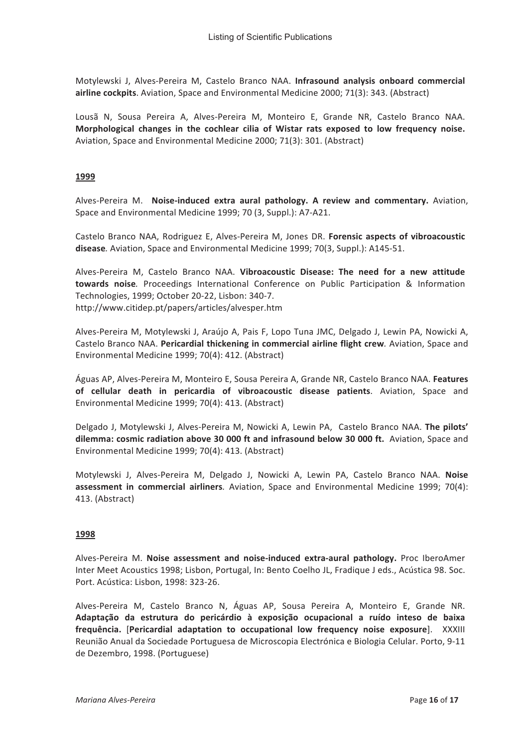Motylewski J, Alves-Pereira M, Castelo Branco NAA. **Infrasound analysis onboard commercial airline cockpits**. Aviation, Space and Environmental Medicine 2000; 71(3): 343. (Abstract)

Lousã N, Sousa Pereira A, Alves-Pereira M, Monteiro E, Grande NR, Castelo Branco NAA. **Morphological changes in the cochlear cilia of Wistar rats exposed to low frequency noise.** Aviation, Space and Environmental Medicine 2000; 71(3): 301. (Abstract)

## 1999

Alves-Pereira M. **Noise-induced extra aural pathology. A review and commentary.** Aviation, Space and Environmental Medicine 1999; 70 (3, Suppl.): A7-A21.

Castelo Branco NAA, Rodriguez E, Alves-Pereira M, Jones DR. **Forensic aspects of vibroacoustic disease**. Aviation, Space and Environmental Medicine 1999; 70(3, Suppl.): A145-51.

Alves-Pereira M, Castelo Branco NAA. **Vibroacoustic Disease: The need for a new attitude towards noise**. Proceedings International Conference on Public Participation & Information Technologies, 1999; October 20-22, Lisbon: 340-7.
http://www.citidep.pt/papers/articles/alvesper.htm

Alves-Pereira M, Motylewski J, Araújo A, Pais F, Lopo Tuna JMC, Delgado J, Lewin PA, Nowicki A, Castelo Branco NAA. **Pericardial thickening in commercial airline flight crew**. Aviation, Space and Environmental Medicine 1999; 70(4): 412. (Abstract)

Águas AP, Alves-Pereira M, Monteiro E, Sousa Pereira A, Grande NR, Castelo Branco NAA. **Features of cellular death in pericardia of vibroacoustic disease patients**. Aviation, Space and Environmental Medicine 1999; 70(4): 413. (Abstract)

Delgado J, Motylewski J, Alves-Pereira M, Nowicki A, Lewin PA, Castelo Branco NAA. **The pilots' dilemma: cosmic radiation above 30 000 ft and infrasound below 30 000 ft.** Aviation, Space and Environmental Medicine 1999; 70(4): 413. (Abstract)

Motylewski J, Alves-Pereira M, Delgado J, Nowicki A, Lewin PA, Castelo Branco NAA. **Noise assessment in commercial airliners**. Aviation, Space and Environmental Medicine 1999; 70(4): 413. (Abstract)

## 1998

Alves-Pereira M. **Noise assessment and noise-induced extra-aural pathology.** Proc IberoAmer Inter Meet Acoustics 1998; Lisbon, Portugal, In: Bento Coelho JL, Fradique J eds., Acústica 98. Soc. Port. Acústica: Lisbon, 1998: 323-26.

Alves-Pereira M, Castelo Branco N, Águas AP, Sousa Pereira A, Monteiro E, Grande NR. **Adaptação da estrutura do pericárdio à exposição ocupacional a ruído inteso de baixa frequência.** [**Pericardial adaptation to occupational low frequency noise exposure**]. XXXIII Reunião Anual da Sociedade Portuguesa de Microscopia Electrónica e Biologia Celular. Porto, 9-11 de Dezembro, 1998. (Portuguese)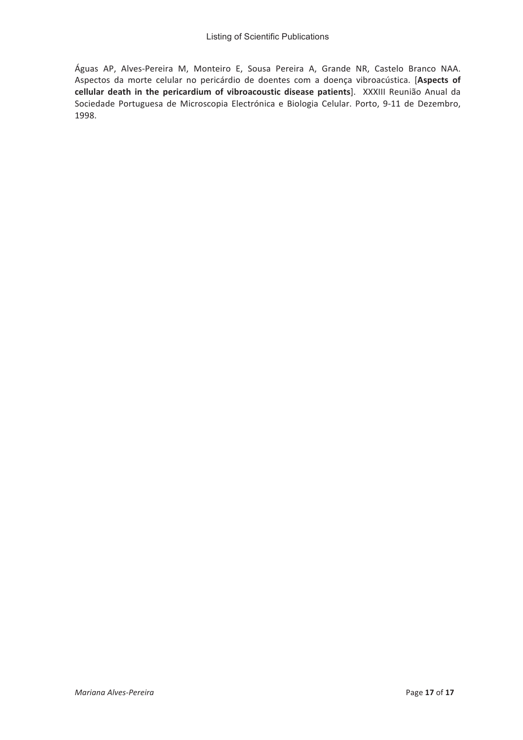Águas AP, Alves-Pereira M, Monteiro E, Sousa Pereira A, Grande NR, Castelo Branco NAA. Aspectos da morte celular no pericárdio de doentes com a doença vibroacústica. [**Aspects of cellular death in the pericardium of vibroacoustic disease patients**]. XXXIII Reunião Anual da Sociedade Portuguesa de Microscopia Electrónica e Biologia Celular. Porto, 9-11 de Dezembro, 1998.